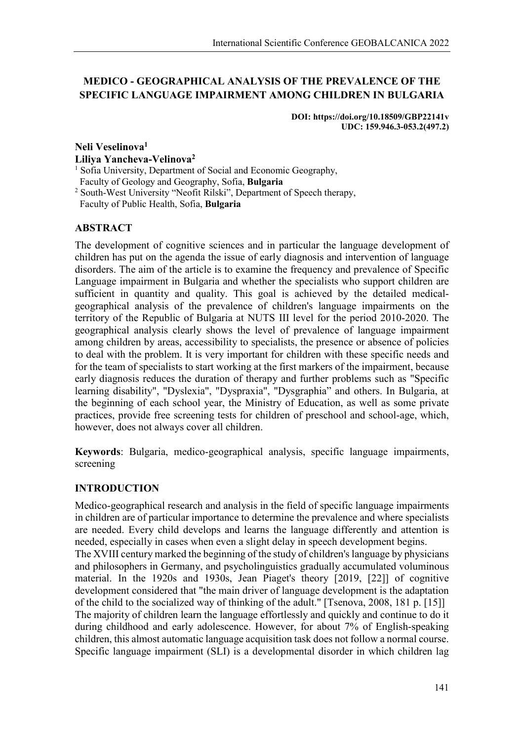# MEDICO - GEOGRAPHICAL ANALYSIS OF THE PREVALENCE OF THE SPECIFIC LANGUAGE IMPAIRMENT AMONG CHILDREN IN BULGARIA

**DOI: https://doi.org/10.18509/GBP22141v**
**UDC: 159.946.3-053.2(497.2)**

**Neli Veselinova[1]**
**Liliya Yancheva-Velinova[2]**

[1] Sofia University, Department of Social and Economic Geography, Faculty of Geology and Geography, Sofia, **Bulgaria**
[2] South-West University "Neofit Rilski", Department of Speech therapy, Faculty of Public Health, Sofia, **Bulgaria**

## ABSTRACT

The development of cognitive sciences and in particular the language development of children has put on the agenda the issue of early diagnosis and intervention of language disorders. The aim of the article is to examine the frequency and prevalence of Specific Language impairment in Bulgaria and whether the specialists who support children are sufficient in quantity and quality. This goal is achieved by the detailed medical-geographical analysis of the prevalence of children's language impairments on the territory of the Republic of Bulgaria at NUTS III level for the period 2010-2020. The geographical analysis clearly shows the level of prevalence of language impairment among children by areas, accessibility to specialists, the presence or absence of policies to deal with the problem. It is very important for children with these specific needs and for the team of specialists to start working at the first markers of the impairment, because early diagnosis reduces the duration of therapy and further problems such as "Specific learning disability", "Dyslexia", "Dyspraxia", "Dysgraphia" and others. In Bulgaria, at the beginning of each school year, the Ministry of Education, as well as some private practices, provide free screening tests for children of preschool and school-age, which, however, does not always cover all children.

**Keywords**: Bulgaria, medico-geographical analysis, specific language impairments, screening

## INTRODUCTION

Medico-geographical research and analysis in the field of specific language impairments in children are of particular importance to determine the prevalence and where specialists are needed. Every child develops and learns the language differently and attention is needed, especially in cases when even a slight delay in speech development begins.

The XVIII century marked the beginning of the study of children's language by physicians and philosophers in Germany, and psycholinguistics gradually accumulated voluminous material. In the 1920s and 1930s, Jean Piaget's theory [2019, [22]] of cognitive development considered that "the main driver of language development is the adaptation of the child to the socialized way of thinking of the adult." [Tsenova, 2008, 181 p. [15]]

The majority of children learn the language effortlessly and quickly and continue to do it during childhood and early adolescence. However, for about 7% of English-speaking children, this almost automatic language acquisition task does not follow a normal course. Specific language impairment (SLI) is a developmental disorder in which children lag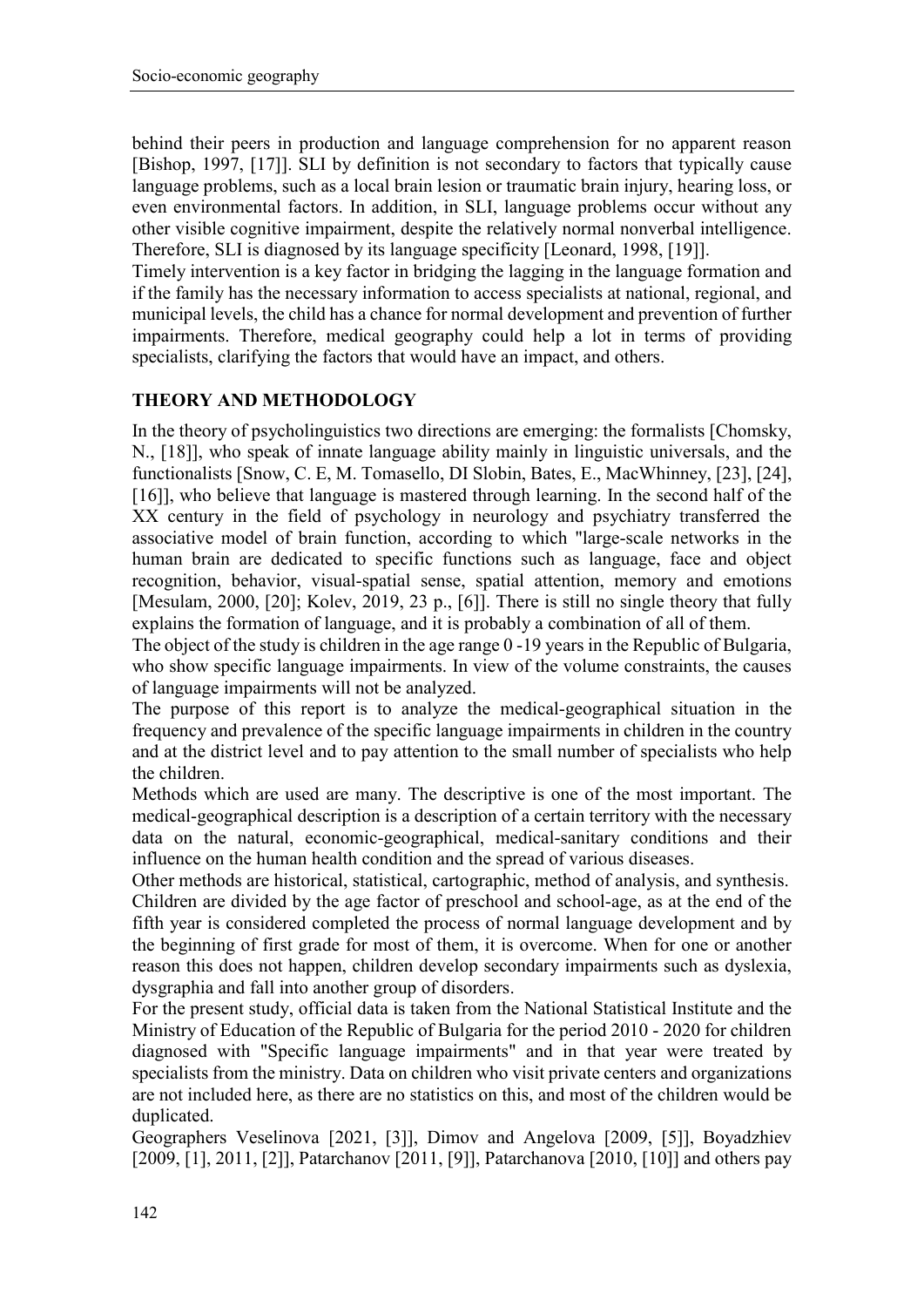behind their peers in production and language comprehension for no apparent reason [Bishop, 1997, [17]]. SLI by definition is not secondary to factors that typically cause language problems, such as a local brain lesion or traumatic brain injury, hearing loss, or even environmental factors. In addition, in SLI, language problems occur without any other visible cognitive impairment, despite the relatively normal nonverbal intelligence. Therefore, SLI is diagnosed by its language specificity [Leonard, 1998, [19]].

Timely intervention is a key factor in bridging the lagging in the language formation and if the family has the necessary information to access specialists at national, regional, and municipal levels, the child has a chance for normal development and prevention of further impairments. Therefore, medical geography could help a lot in terms of providing specialists, clarifying the factors that would have an impact, and others.

## THEORY AND METHODOLOGY

In the theory of psycholinguistics two directions are emerging: the formalists [Chomsky, N., [18]], who speak of innate language ability mainly in linguistic universals, and the functionalists [Snow, C. E, M. Tomasello, DI Slobin, Bates, E., MacWhinney, [23], [24], [16]], who believe that language is mastered through learning. In the second half of the XX century in the field of psychology in neurology and psychiatry transferred the associative model of brain function, according to which "large-scale networks in the human brain are dedicated to specific functions such as language, face and object recognition, behavior, visual-spatial sense, spatial attention, memory and emotions [Mesulam, 2000, [20]; Kolev, 2019, 23 p., [6]]. There is still no single theory that fully explains the formation of language, and it is probably a combination of all of them.

The object of the study is children in the age range 0 -19 years in the Republic of Bulgaria, who show specific language impairments. In view of the volume constraints, the causes of language impairments will not be analyzed.

The purpose of this report is to analyze the medical-geographical situation in the frequency and prevalence of the specific language impairments in children in the country and at the district level and to pay attention to the small number of specialists who help the children.

Methods which are used are many. The descriptive is one of the most important. The medical-geographical description is a description of a certain territory with the necessary data on the natural, economic-geographical, medical-sanitary conditions and their influence on the human health condition and the spread of various diseases.

Other methods are historical, statistical, cartographic, method of analysis, and synthesis.

Children are divided by the age factor of preschool and school-age, as at the end of the fifth year is considered completed the process of normal language development and by the beginning of first grade for most of them, it is overcome. When for one or another reason this does not happen, children develop secondary impairments such as dyslexia, dysgraphia and fall into another group of disorders.

For the present study, official data is taken from the National Statistical Institute and the Ministry of Education of the Republic of Bulgaria for the period 2010 - 2020 for children diagnosed with "Specific language impairments" and in that year were treated by specialists from the ministry. Data on children who visit private centers and organizations are not included here, as there are no statistics on this, and most of the children would be duplicated.

Geographers Veselinova [2021, [3]], Dimov and Angelova [2009, [5]], Boyadzhiev [2009, [1], 2011, [2]], Patarchanov [2011, [9]], Patarchanova [2010, [10]] and others pay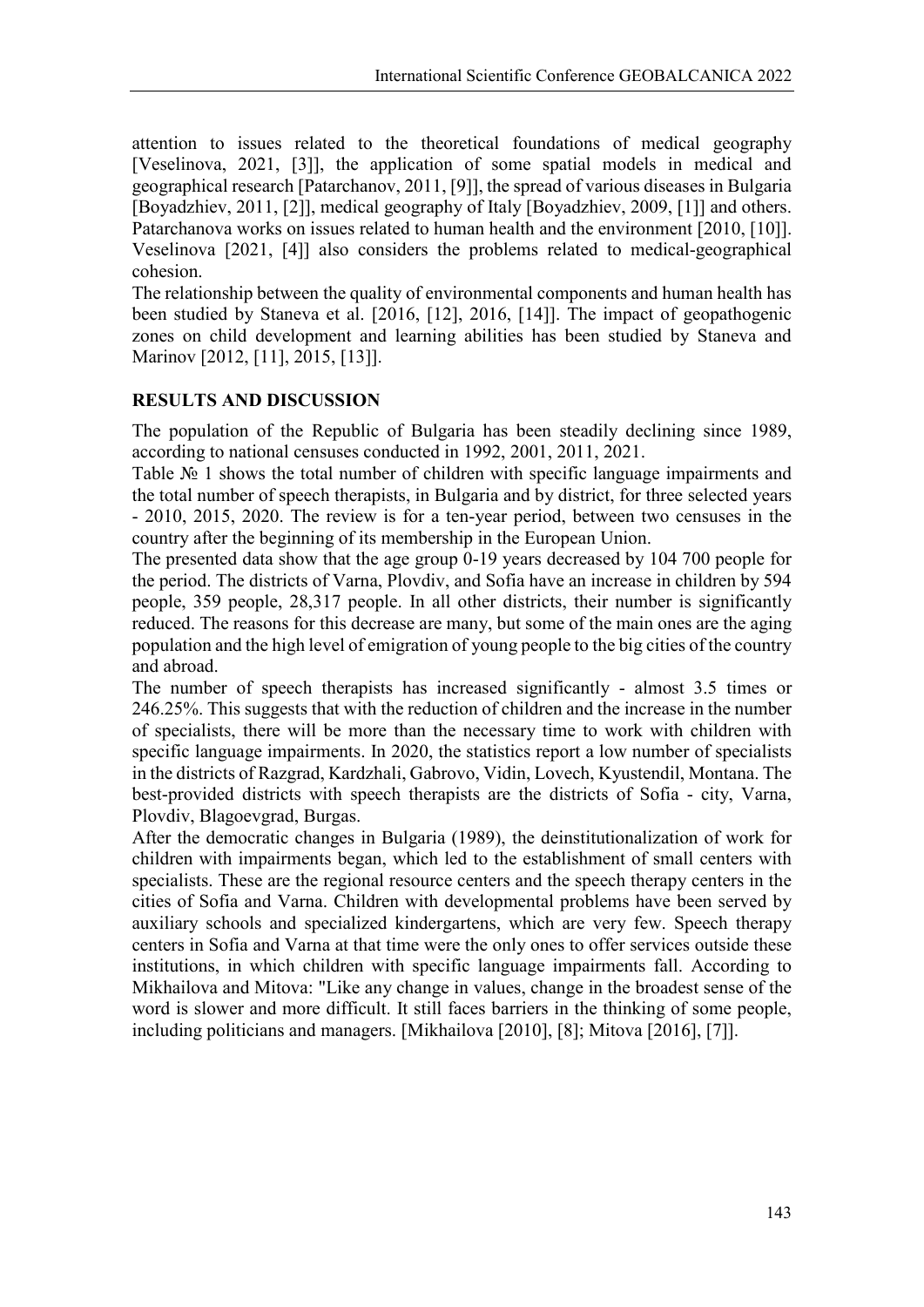attention to issues related to the theoretical foundations of medical geography [Veselinova, 2021, [3]], the application of some spatial models in medical and geographical research [Patarchanov, 2011, [9]], the spread of various diseases in Bulgaria [Boyadzhiev, 2011, [2]], medical geography of Italy [Boyadzhiev, 2009, [1]] and others. Patarchanova works on issues related to human health and the environment [2010, [10]]. Veselinova [2021, [4]] also considers the problems related to medical-geographical cohesion.

The relationship between the quality of environmental components and human health has been studied by Staneva et al. [2016, [12], 2016, [14]]. The impact of geopathogenic zones on child development and learning abilities has been studied by Staneva and Marinov [2012, [11], 2015, [13]].

## RESULTS AND DISCUSSION

The population of the Republic of Bulgaria has been steadily declining since 1989, according to national censuses conducted in 1992, 2001, 2011, 2021.

Table № 1 shows the total number of children with specific language impairments and the total number of speech therapists, in Bulgaria and by district, for three selected years - 2010, 2015, 2020. The review is for a ten-year period, between two censuses in the country after the beginning of its membership in the European Union.

The presented data show that the age group 0-19 years decreased by 104 700 people for the period. The districts of Varna, Plovdiv, and Sofia have an increase in children by 594 people, 359 people, 28,317 people. In all other districts, their number is significantly reduced. The reasons for this decrease are many, but some of the main ones are the aging population and the high level of emigration of young people to the big cities of the country and abroad.

The number of speech therapists has increased significantly - almost 3.5 times or 246.25%. This suggests that with the reduction of children and the increase in the number of specialists, there will be more than the necessary time to work with children with specific language impairments. In 2020, the statistics report a low number of specialists in the districts of Razgrad, Kardzhali, Gabrovo, Vidin, Lovech, Kyustendil, Montana. The best-provided districts with speech therapists are the districts of Sofia - city, Varna, Plovdiv, Blagoevgrad, Burgas.

After the democratic changes in Bulgaria (1989), the deinstitutionalization of work for children with impairments began, which led to the establishment of small centers with specialists. These are the regional resource centers and the speech therapy centers in the cities of Sofia and Varna. Children with developmental problems have been served by auxiliary schools and specialized kindergartens, which are very few. Speech therapy centers in Sofia and Varna at that time were the only ones to offer services outside these institutions, in which children with specific language impairments fall. According to Mikhailova and Mitova: "Like any change in values, change in the broadest sense of the word is slower and more difficult. It still faces barriers in the thinking of some people, including politicians and managers. [Mikhailova [2010], [8]; Mitova [2016], [7]].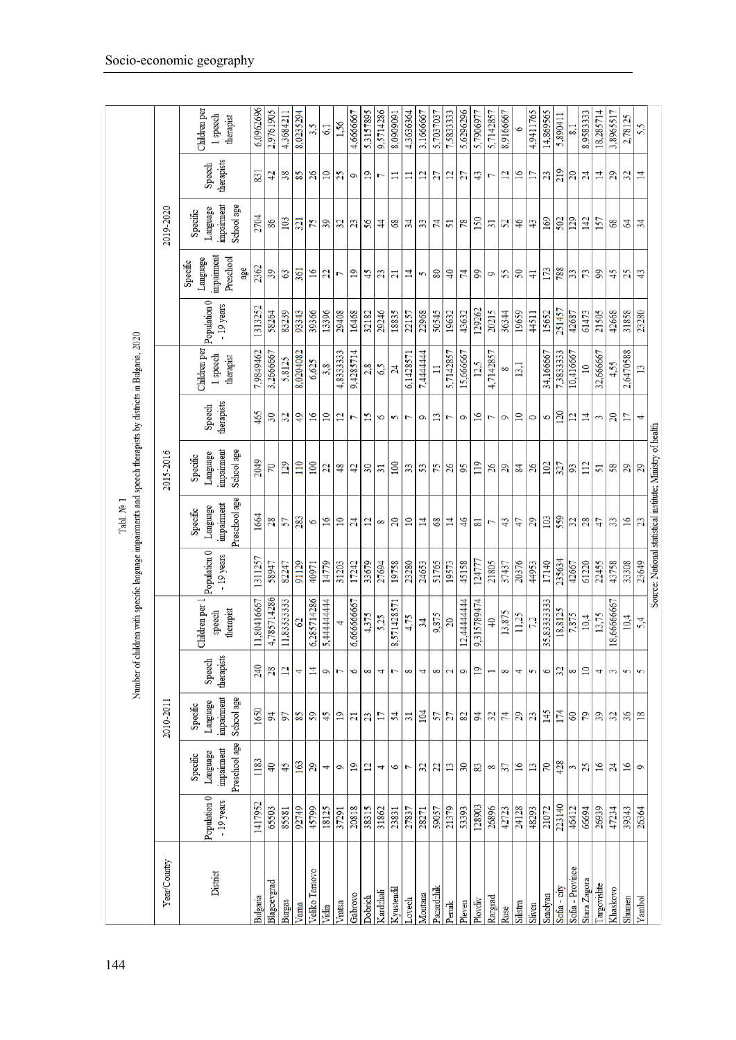Tabl. № 1

Number of children with specific language impairments and speech therapists by districts in Bulgaria, 2020

| Year/Country | 2010-2011 | | | | | 2015-2016 | | | | | 2019-2020 | | | | |
|---|---|---|---|---|---|---|---|---|---|---|---|---|---|---|---|
| District | Population 0 - 19 years | Specific Language impairment Preschool age | Specific Language impairment School age | Speech therapists | Children per 1 speech therapist | Population 0 - 19 years | Specific Language impairment Preschool age | Specific Language impairment School age | Speech therapists | Children per 1 speech therapist | Population 0 - 19 years | Specific Language impairment Preschool age | Specific Language impairment School age | Speech therapists | Children per 1 speech therapist |
| Bulgaria | 1417952 | 1183 | 1650 | 240 | 11,80416667 | 1311257 | 1664 | 2049 | 465 | 7,9849462 | 1313252 | 2362 | 2704 | 831 | 6,0962696 |
| Blagoevgrad | 65503 | 40 | 94 | 28 | 4,785714286 | 58947 | 28 | 70 | 30 | 3,2666667 | 58264 | 39 | 86 | 42 | 2,9761905 |
| Burgas | 85581 | 45 | 97 | 12 | 11,83333333 | 82247 | 57 | 129 | 32 | 5,8125 | 85239 | 63 | 103 | 38 | 4,3684211 |
| Varna | 92749 | 163 | 85 | 4 | 62 | 91129 | 283 | 110 | 49 | 8,0204082 | 93343 | 361 | 321 | 85 | 8,0235294 |
| Veliko Tarnovo | 45799 | 29 | 59 | 14 | 6,285714286 | 40971 | 6 | 100 | 16 | 6,625 | 39366 | 16 | 75 | 26 | 3,5 |
| Vidin | 18125 | 4 | 45 | 9 | 5,444444444 | 14779 | 16 | 22 | 10 | 3,8 | 13396 | 22 | 39 | 10 | 6,1 |
| Vratsa | 37291 | 9 | 19 | 7 | 4 | 31203 | 10 | 48 | 12 | 4,8333333 | 29408 | 7 | 32 | 25 | 1,56 |
| Gabrovo | 20818 | 19 | 21 | 6 | 6,666666667 | 17242 | 24 | 42 | 7 | 9,4285714 | 16468 | 19 | 23 | 9 | 4,6666667 |
| Dobrich | 38315 | 12 | 23 | 8 | 4,375 | 33679 | 12 | 30 | 15 | 2,8 | 32182 | 45 | 56 | 19 | 5,3157895 |
| Kardzhali | 31862 | 4 | 17 | 4 | 5,25 | 27694 | 8 | 31 | 6 | 6,5 | 29246 | 23 | 44 | 7 | 9,5714286 |
| Kyustendil | 23831 | 6 | 54 | 7 | 8,571428571 | 19758 | 20 | 100 | 5 | 24 | 18835 | 21 | 68 | 11 | 8,0909091 |
| Lovech | 27837 | 7 | 31 | 8 | 4,75 | 23280 | 10 | 33 | 7 | 6,1428571 | 22157 | 14 | 34 | 11 | 4,3636364 |
| Montana | 28271 | 32 | 104 | 4 | 34 | 24653 | 14 | 53 | 9 | 7,4444444 | 22968 | 5 | 33 | 12 | 3,1666667 |
| Pazardzhik | 59057 | 22 | 57 | 8 | 9,875 | 51765 | 68 | 75 | 13 | 11 | 50545 | 80 | 74 | 27 | 5,7037037 |
| Pernik | 21379 | 13 | 27 | 2 | 20 | 19573 | 14 | 26 | 7 | 5,7142857 | 19632 | 40 | 51 | 12 | 7,5833333 |
| Pleven | 53393 | 30 | 82 | 9 | 12,44444444 | 45158 | 46 | 95 | 9 | 15,666667 | 43632 | 74 | 78 | 27 | 5,6296296 |
| Plovdiv | 128903 | 83 | 94 | 19 | 9,315789474 | 124777 | 81 | 119 | 16 | 12,5 | 129262 | 99 | 150 | 43 | 5,7906977 |
| Razgrad | 26896 | 8 | 32 | 1 | 40 | 21805 | 7 | 26 | 7 | 4,7142857 | 20215 | 9 | 31 | 7 | 5,7142857 |
| Ruse | 42723 | 37 | 74 | 8 | 13,875 | 37437 | 43 | 29 | 9 | 8 | 36344 | 55 | 52 | 12 | 8,9166667 |
| Silistra | 24128 | 16 | 29 | 4 | 11,25 | 20376 | 47 | 84 | 10 | 13,1 | 19659 | 50 | 46 | 16 | 6 |
| Sliven | 48293 | 13 | 23 | 5 | 7,2 | 44953 | 29 | 26 | 0 | | 44511 | 41 | 43 | 17 | 4,9411765 |
| Smolyan | 21072 | 70 | 145 | 6 | 35,83333333 | 17140 | 103 | 102 | 6 | 34,166667 | 15652 | 173 | 169 | 23 | 14,869565 |
| Sofia - city | 223140 | 428 | 174 | 32 | 18,8125 | 235634 | 559 | 327 | 120 | 7,3833333 | 251457 | 788 | 502 | 219 | 5,890411 |
| Sofia - Province | 46412 | 3 | 60 | 8 | 7,875 | 42667 | 32 | 93 | 12 | 10,416667 | 42687 | 33 | 129 | 20 | 8,1 |
| Stara Zagora | 66694 | 25 | 79 | 10 | 10,4 | 61220 | 28 | 112 | 14 | 10 | 61473 | 73 | 142 | 24 | 8,9583333 |
| Targovishte | 26939 | 16 | 39 | 4 | 13,75 | 22455 | 47 | 51 | 3 | 32,666667 | 21505 | 99 | 157 | 14 | 18,285714 |
| Khaskovo | 47234 | 24 | 32 | 3 | 18,66666667 | 43758 | 33 | 58 | 20 | 4,55 | 42668 | 45 | 68 | 29 | 3,8965517 |
| Shumen | 39343 | 16 | 36 | 5 | 10,4 | 33308 | 16 | 29 | 17 | 2,6470588 | 31858 | 25 | 64 | 32 | 2,78125 |
| Yambol | 26364 | 9 | 18 | 5 | 5,4 | 23649 | 23 | 29 | 4 | 13 | 23280 | 43 | 34 | 14 | 5,5 |

Source: National statistical institute; Ministry of health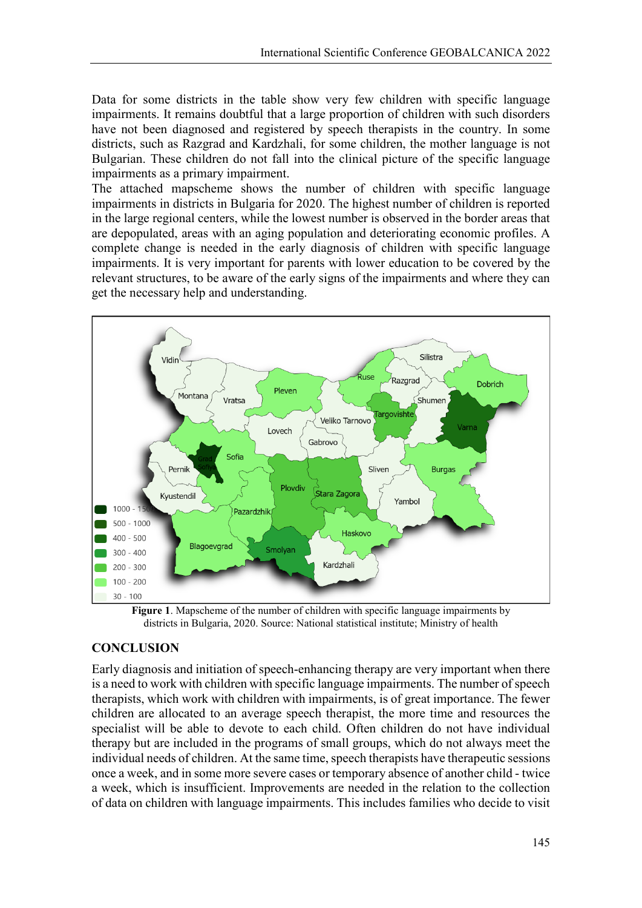Data for some districts in the table show very few children with specific language impairments. It remains doubtful that a large proportion of children with such disorders have not been diagnosed and registered by speech therapists in the country. In some districts, such as Razgrad and Kardzhali, for some children, the mother language is not Bulgarian. These children do not fall into the clinical picture of the specific language impairments as a primary impairment.

The attached mapscheme shows the number of children with specific language impairments in districts in Bulgaria for 2020. The highest number of children is reported in the large regional centers, while the lowest number is observed in the border areas that are depopulated, areas with an aging population and deteriorating economic profiles. A complete change is needed in the early diagnosis of children with specific language impairments. It is very important for parents with lower education to be covered by the relevant structures, to be aware of the early signs of the impairments and where they can get the necessary help and understanding.

**Figure 1**. Mapscheme of the number of children with specific language impairments by districts in Bulgaria, 2020. Source: National statistical institute; Ministry of health

## CONCLUSION

Early diagnosis and initiation of speech-enhancing therapy are very important when there is a need to work with children with specific language impairments. The number of speech therapists, which work with children with impairments, is of great importance. The fewer children are allocated to an average speech therapist, the more time and resources the specialist will be able to devote to each child. Often children do not have individual therapy but are included in the programs of small groups, which do not always meet the individual needs of children. At the same time, speech therapists have therapeutic sessions once a week, and in some more severe cases or temporary absence of another child - twice a week, which is insufficient. Improvements are needed in the relation to the collection of data on children with language impairments. This includes families who decide to visit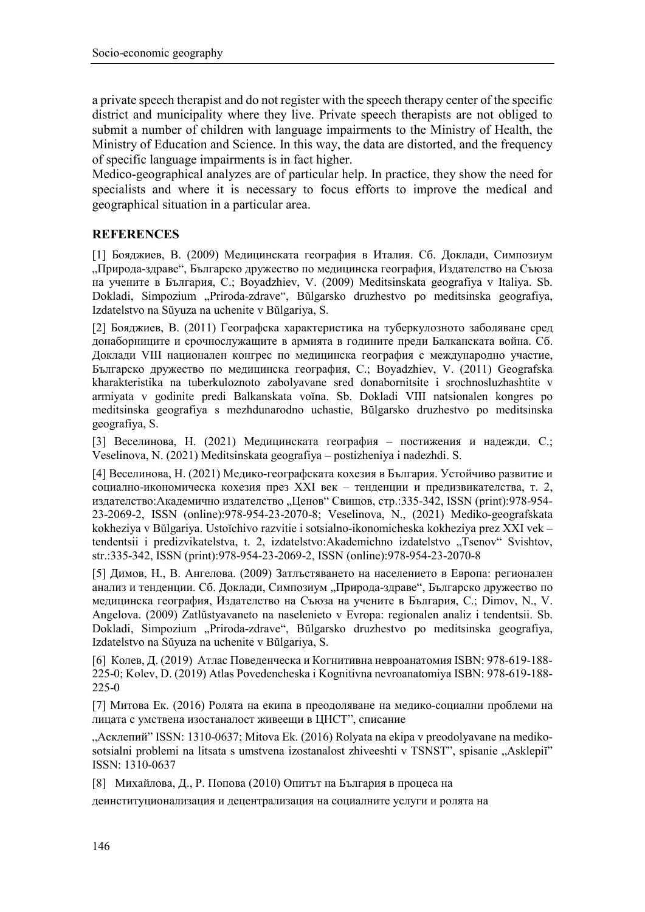a private speech therapist and do not register with the speech therapy center of the specific district and municipality where they live. Private speech therapists are not obliged to submit a number of children with language impairments to the Ministry of Health, the Ministry of Education and Science. In this way, the data are distorted, and the frequency of specific language impairments is in fact higher.

Medico-geographical analyzes are of particular help. In practice, they show the need for specialists and where it is necessary to focus efforts to improve the medical and geographical situation in a particular area.

## REFERENCES

[1] Бояджиев, В. (2009) Медицинската география в Италия. Сб. Доклади, Симпозиум „Природа-здраве", Българско дружество по медицинска география, Издателство на Съюза на учените в България, С.; Boyadzhiev, V. (2009) Meditsinskata geografiya v Italiya. Sb. Dokladi, Simpozium „Priroda-zdrave", Bŭlgarsko druzhestvo po meditsinska geografiya, Izdatelstvo na Sŭyuza na uchenite v Bŭlgariya, S.

[2] Бояджиев, В. (2011) Географска характеристика на туберкулозното заболяване сред донаборниците и срочнослужащите в армията в годините преди Балканската война. Сб. Доклади VIII национален конгрес по медицинска география с международно участие, Българско дружество по медицинска география, С.; Boyadzhiev, V. (2011) Geografska kharakteristika na tuberkuloznoto zabolyavane sred donabornitsite i srochnosluzhashtite v armiyata v godinite predi Balkanskata voĭna. Sb. Dokladi VIII natsionalen kongres po meditsinska geografiya s mezhdunarodno uchastie, Bŭlgarsko druzhestvo po meditsinska geografiya, S.

[3] Веселинова, Н. (2021) Медицинската география – постижения и надежди. С.; Veselinova, N. (2021) Meditsinskata geografiya – postizheniya i nadezhdi. S.

[4] Веселинова, Н. (2021) Медико-географската кохезия в България. Устойчиво развитие и социално-икономическа кохезия през XXI век – тенденции и предизвикателства, т. 2, издателство:Академично издателство „Ценов" Свищов, стр.:335-342, ISSN (print):978-954-23-2069-2, ISSN (online):978-954-23-2070-8; Veselinova, N., (2021) Mediko-geografskata kokheziya v Bŭlgariya. Ustoĭchivo razvitie i sotsialno-ikonomicheska kokheziya prez XXI vek – tendentsii i predizvikatelstva, t. 2, izdatelstvo:Akademichno izdatelstvo „Tsenov" Svishtov, str.:335-342, ISSN (print):978-954-23-2069-2, ISSN (online):978-954-23-2070-8

[5] Димов, Н., В. Ангелова. (2009) Затлъстяването на населението в Европа: регионален анализ и тенденции. Сб. Доклади, Симпозиум „Природа-здраве", Българско дружество по медицинска география, Издателство на Съюза на учените в България, С.; Dimov, N., V. Angelova. (2009) Zatlŭstyavaneto na naselenieto v Evropa: regionalen analiz i tendentsii. Sb. Dokladi, Simpozium „Priroda-zdrave", Bŭlgarsko druzhestvo po meditsinska geografiya, Izdatelstvo na Sŭyuza na uchenite v Bŭlgariya, S.

[6] Колев, Д. (2019) Атлас Поведенческа и Когнитивна невроанатомия ISBN: 978-619-188-225-0; Kolev, D. (2019) Atlas Povedencheska i Kognitivna nevroanatomiya ISBN: 978-619-188-225-0

[7] Митова Ек. (2016) Ролята на екипа в преодоляване на медико-социални проблеми на лицата с умствена изостаналост живеещи в ЦНСТ", списание „Асклепий" ISSN: 1310-0637; Mitova Ek. (2016) Rolyata na ekipa v preodolyavane na mediko-sotsialni problemi na litsata s umstvena izostanalost zhiveeshti v TSNST", spisanie „Asklepiĭ" ISSN: 1310-0637

[8] Михайлова, Д., Р. Попова (2010) Опитът на България в процеса на деинституционализация и децентрализация на социалните услуги и ролята на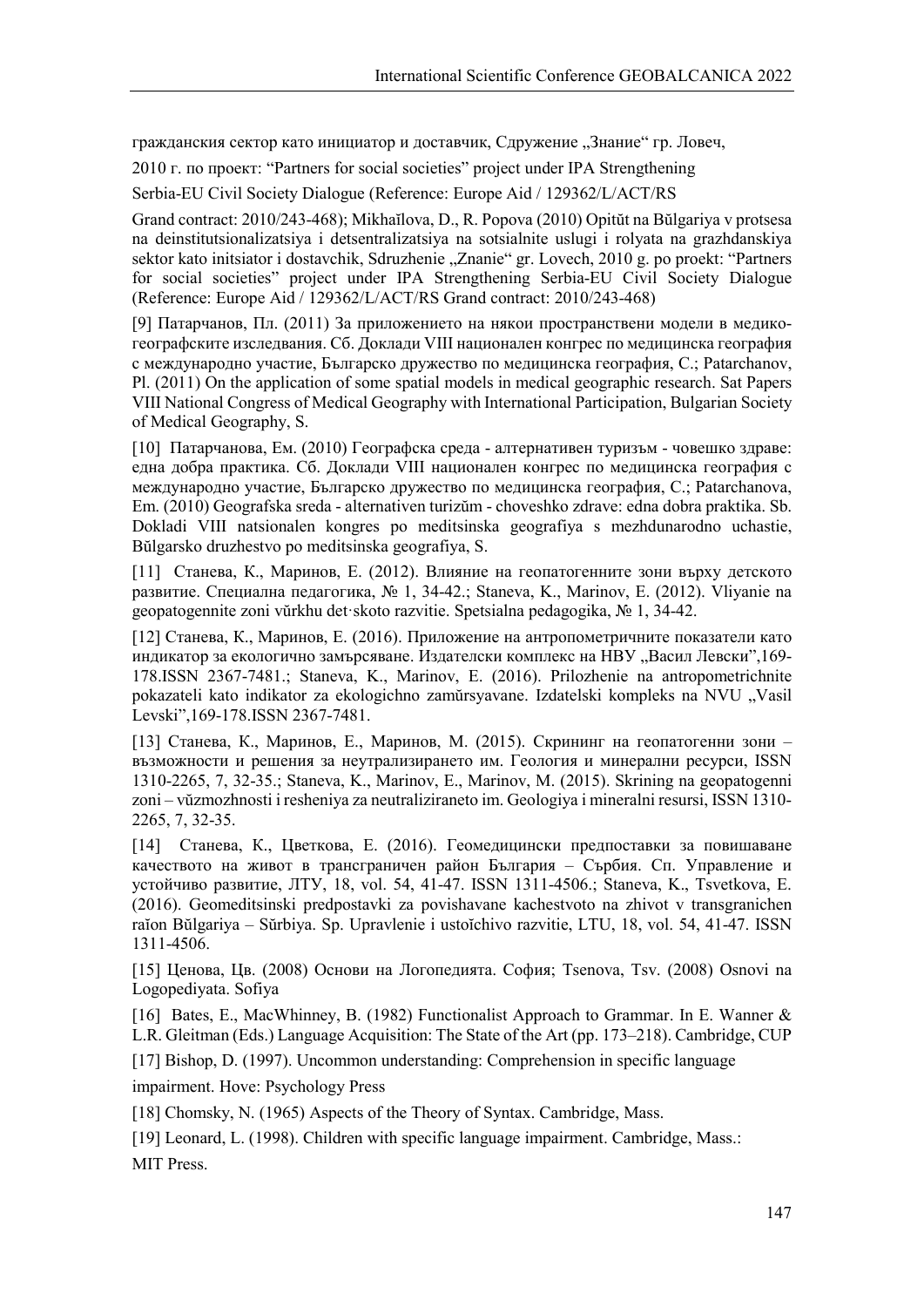гражданския сектор като инициатор и доставчик, Сдружение „Знание" гр. Ловеч,

2010 г. по проект: "Partners for social societies" project under IPA Strengthening

Serbia-EU Civil Society Dialogue (Reference: Europe Aid / 129362/L/ACT/RS

Grand contract: 2010/243-468); Mikhaĭlova, D., R. Popova (2010) Opitŭt na Bŭlgariya v protsesa na deinstitutsionalizatsiya i detsentralizatsiya na sotsialnite uslugi i rolyata na grazhdanskiya sektor kato initsiator i dostavchik, Sdruzhenie „Znanie" gr. Lovech, 2010 g. po proekt: "Partners for social societies" project under IPA Strengthening Serbia-EU Civil Society Dialogue (Reference: Europe Aid / 129362/L/ACT/RS Grand contract: 2010/243-468)

[9] Патарчанов, Пл. (2011) За приложението на някои пространствени модели в медико-географските изследвания. Сб. Доклади VIII национален конгрес по медицинска география с международно участие, Българско дружество по медицинска география, С.; Patarchanov, Pl. (2011) On the application of some spatial models in medical geographic research. Sat Papers VIII National Congress of Medical Geography with International Participation, Bulgarian Society of Medical Geography, S.

[10] Патарчанова, Ем. (2010) Географска среда - алтернативен туризъм - човешко здраве: една добра практика. Сб. Доклади VIII национален конгрес по медицинска география с международно участие, Българско дружество по медицинска география, С.; Patarchanova, Em. (2010) Geografska sreda - alternativen turizŭm - choveshko zdrave: edna dobra praktika. Sb. Dokladi VIII natsionalen kongres po meditsinska geografiya s mezhdunarodno uchastie, Bŭlgarsko druzhestvo po meditsinska geografiya, S.

[11] Станева, К., Маринов, Е. (2012). Влияние на геопатогенните зони върху детското развитие. Специална педагогика, № 1, 34-42.; Staneva, K., Marinov, E. (2012). Vliyanie na geopatogennite zoni vŭrkhu det·skoto razvitie. Spetsialna pedagogika, № 1, 34-42.

[12] Станева, К., Маринов, Е. (2016). Приложение на антропометричните показатели като индикатор за екологично замърсяване. Издателски комплекс на НВУ „Васил Левски",169-178.ISSN 2367-7481.; Staneva, K., Marinov, E. (2016). Prilozhenie na antropometrichnite pokazateli kato indikator za ekologichno zamŭrsyavane. Izdatelski kompleks na NVU „Vasil Levski",169-178.ISSN 2367-7481.

[13] Станева, К., Маринов, Е., Маринов, М. (2015). Скрининг на геопатогенни зони – възможности и решения за неутрализирането им. Геология и минерални ресурси, ISSN 1310-2265, 7, 32-35.; Staneva, K., Marinov, E., Marinov, M. (2015). Skrining na geopatogenni zoni – vŭzmozhnosti i resheniya za neutraliziraneto im. Geologiya i mineralni resursi, ISSN 1310-2265, 7, 32-35.

[14] Станева, К., Цветкова, Е. (2016). Геомедицински предпоставки за повишаване качеството на живот в трансграничен район България – Сърбия. Сп. Управление и устойчиво развитие, ЛТУ, 18, vol. 54, 41-47. ISSN 1311-4506.; Staneva, K., Tsvetkova, E. (2016). Geomeditsinski predpostavki za povishavane kachestvoto na zhivot v transgranichen raĭon Bŭlgariya – Sŭrbiya. Sp. Upravlenie i ustoĭchivo razvitie, LTU, 18, vol. 54, 41-47. ISSN 1311-4506.

[15] Ценова, Цв. (2008) Основи на Логопедията. София; Tsenova, Tsv. (2008) Osnovi na Logopediyata. Sofiya

[16] Bates, E., MacWhinney, B. (1982) Functionalist Approach to Grammar. In E. Wanner & L.R. Gleitman (Eds.) Language Acquisition: The State of the Art (pp. 173–218). Cambridge, CUP

[17] Bishop, D. (1997). Uncommon understanding: Comprehension in specific language impairment. Hove: Psychology Press

[18] Chomsky, N. (1965) Aspects of the Theory of Syntax. Cambridge, Mass.

[19] Leonard, L. (1998). Children with specific language impairment. Cambridge, Mass.: MIT Press.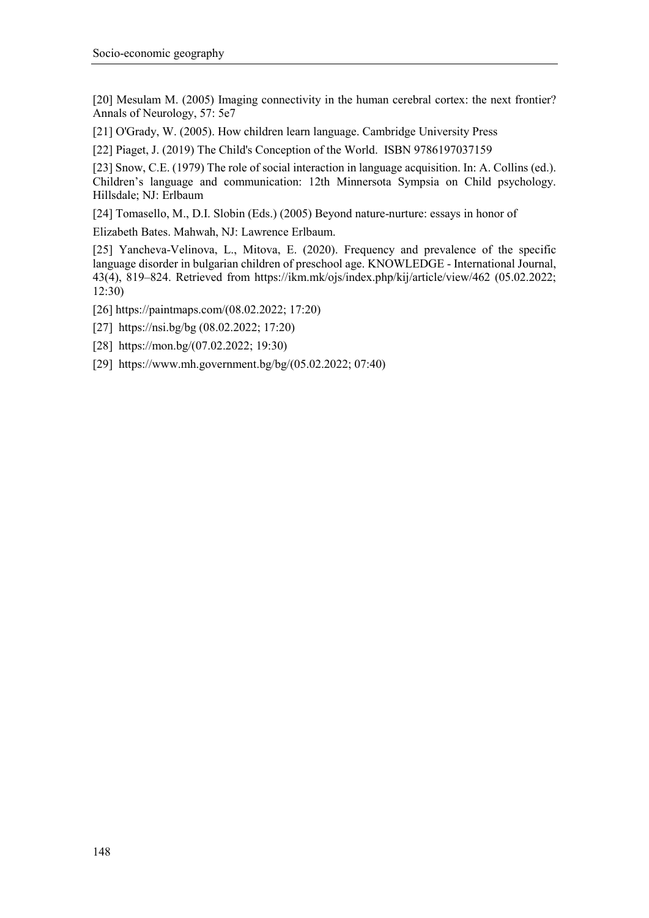[20] Mesulam M. (2005) Imaging connectivity in the human cerebral cortex: the next frontier? Annals of Neurology, 57: 5e7

[21] O'Grady, W. (2005). How children learn language. Cambridge University Press

[22] Piaget, J. (2019) The Child's Conception of the World. ISBN 9786197037159

[23] Snow, C.E. (1979) The role of social interaction in language acquisition. In: A. Collins (ed.). Children's language and communication: 12th Minnersota Sympsia on Child psychology. Hillsdale; NJ: Erlbaum

[24] Tomasello, M., D.I. Slobin (Eds.) (2005) Beyond nature-nurture: essays in honor of

Elizabeth Bates. Mahwah, NJ: Lawrence Erlbaum.

[25] Yancheva-Velinova, L., Mitova, E. (2020). Frequency and prevalence of the specific language disorder in bulgarian children of preschool age. KNOWLEDGE - International Journal, 43(4), 819–824. Retrieved from https://ikm.mk/ojs/index.php/kij/article/view/462 (05.02.2022; 12:30)

[26] https://paintmaps.com/(08.02.2022; 17:20)

[27] https://nsi.bg/bg (08.02.2022; 17:20)

[28] https://mon.bg/(07.02.2022; 19:30)

[29] https://www.mh.government.bg/bg/(05.02.2022; 07:40)